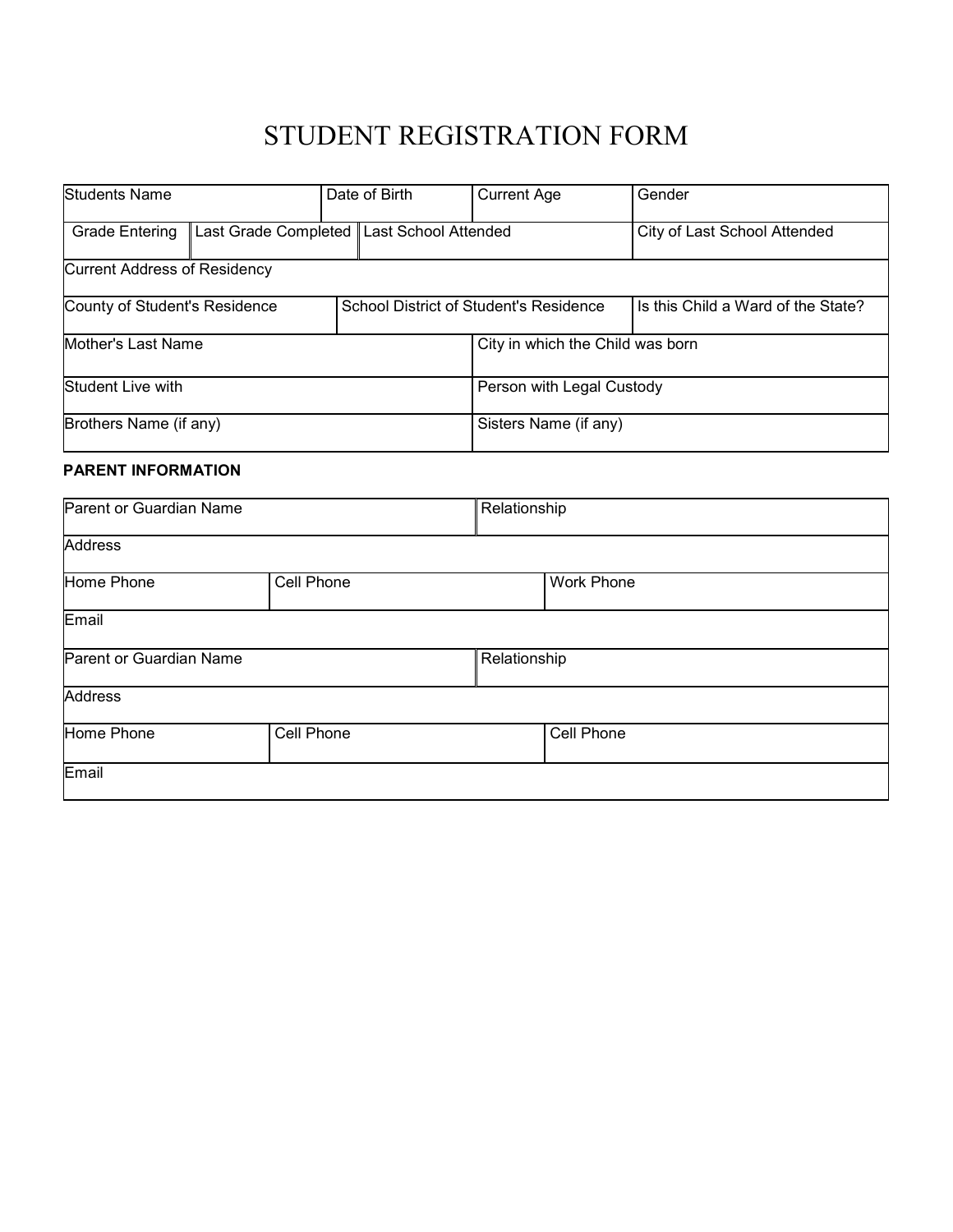# STUDENT REGISTRATION FORM

| Students Name | | | Date of Birth | Current Age | Gender |
|---|---|---|---|---|---|
| Grade Entering | Last Grade Completed | Last School Attended | | | City of Last School Attended |
| Current Address of Residency | | | | | |
| County of Student's Residence | | School District of Student's Residence | | | Is this Child a Ward of the State? |
| Mother's Last Name | | | | City in which the Child was born | |
| Student Live with | | | | Person with Legal Custody | |
| Brothers Name (if any) | | | | Sisters Name (if any) | |

**PARENT INFORMATION**

| Parent or Guardian Name | | Relationship | |
|---|---|---|---|
| Address | | | |
| Home Phone | Cell Phone | | Work Phone |
| Email | | | |
| Parent or Guardian Name | | Relationship | |
| Address | | | |
| Home Phone | Cell Phone | | Cell Phone |
| Email | | | |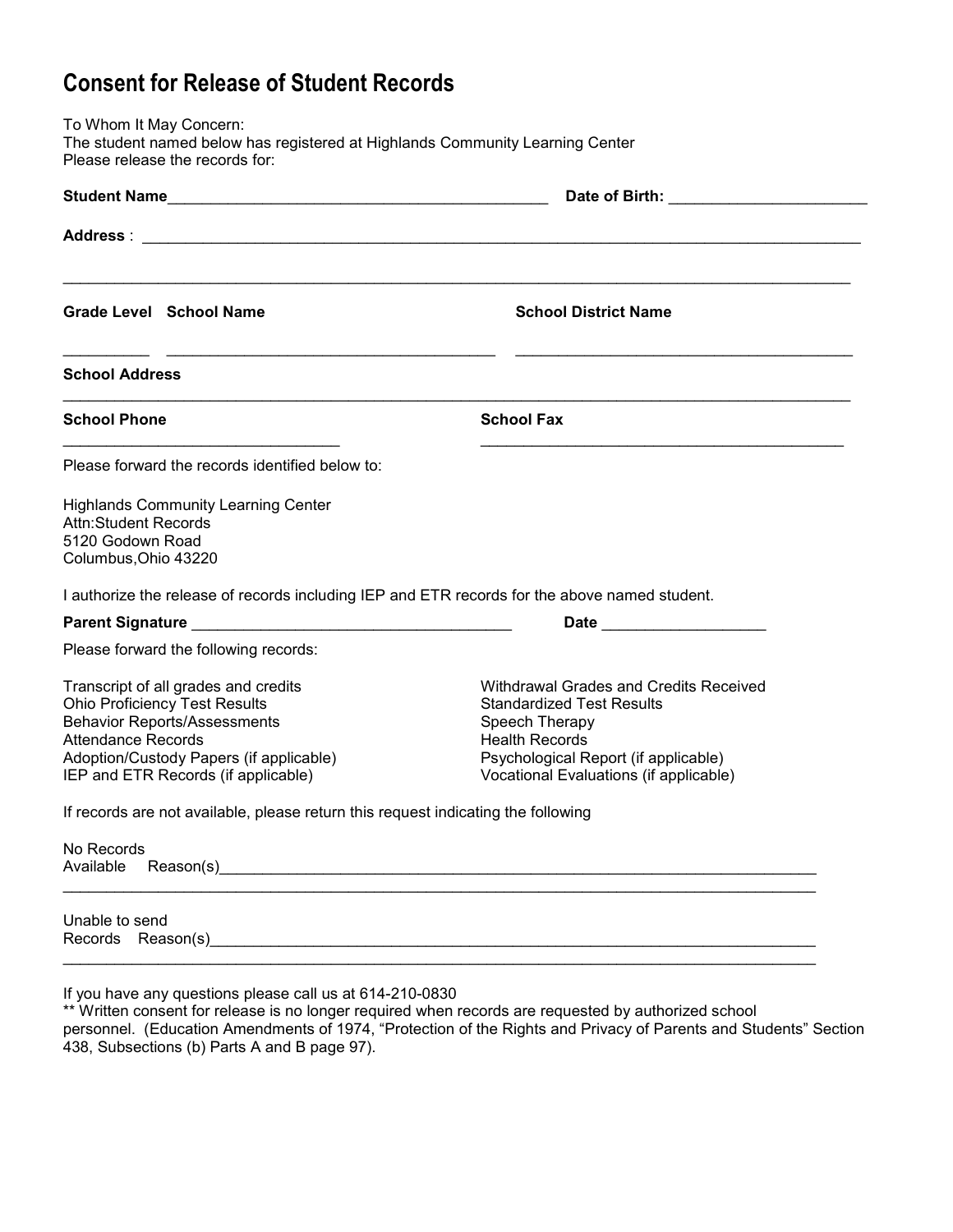# Consent for Release of Student Records

To Whom It May Concern:
The student named below has registered at Highlands Community Learning Center
Please release the records for:

**Student Name**_____________________________________________ **Date of Birth:** ______________________

**Address** : ____________________________________________________________________________________

__________________________________________________________________________________________

**Grade Level** **School Name** **School District Name**

__________ ______________________________________ _______________________________________

**School Address**

__________________________________________________________________________________________

**School Phone** **School Fax**

________________________________ __________________________________________

Please forward the records identified below to:

Highlands Community Learning Center
Attn:Student Records
5120 Godown Road
Columbus,Ohio 43220

I authorize the release of records including IEP and ETR records for the above named student.

**Parent Signature** _____________________________________ **Date** __________________

Please forward the following records:

Transcript of all grades and credits
Ohio Proficiency Test Results
Behavior Reports/Assessments
Attendance Records
Adoption/Custody Papers (if applicable)
IEP and ETR Records (if applicable)
Withdrawal Grades and Credits Received
Standardized Test Results
Speech Therapy
Health Records
Psychological Report (if applicable)
Vocational Evaluations (if applicable)

If records are not available, please return this request indicating the following

No Records
Available Reason(s)_______________________________________________________________________
__________________________________________________________________________________________

Unable to send
Records Reason(s)________________________________________________________________________
__________________________________________________________________________________________

If you have any questions please call us at 614-210-0830
** Written consent for release is no longer required when records are requested by authorized school personnel. (Education Amendments of 1974, "Protection of the Rights and Privacy of Parents and Students" Section 438, Subsections (b) Parts A and B page 97).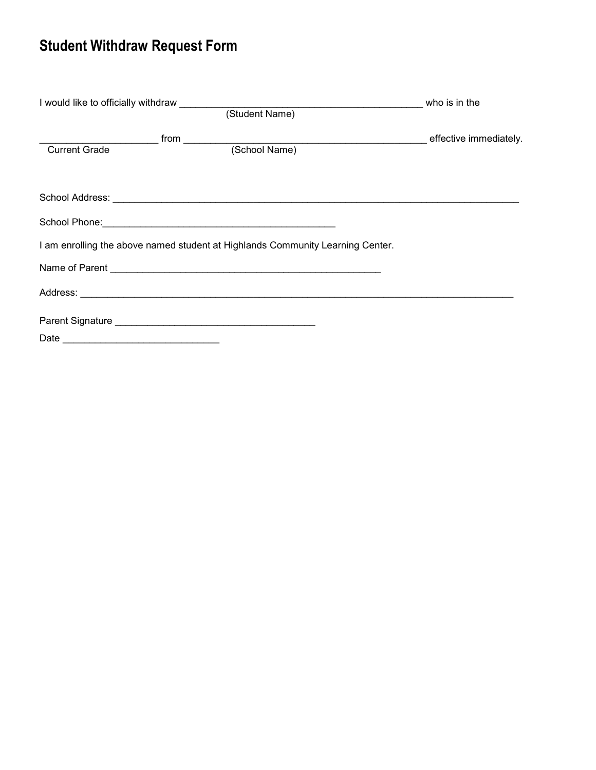# Student Withdraw Request Form

I would like to officially withdraw _______________________________________________ who is in the
(Student Name)

_______________________ from _______________________________________________ effective immediately.
Current Grade (School Name)

School Address: ________________________________________________________________________________

School Phone:____________________________________________

I am enrolling the above named student at Highlands Community Learning Center.

Name of Parent _____________________________________________________

Address: ____________________________________________________________________________________

Parent Signature _____________________________________

Date ______________________________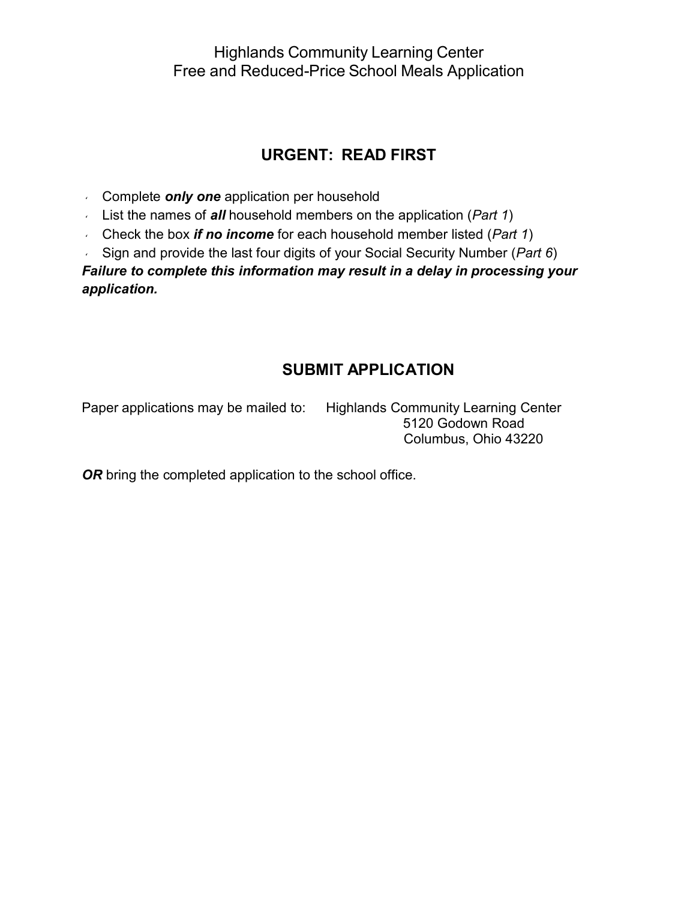Highlands Community Learning Center
Free and Reduced-Price School Meals Application

## URGENT: READ FIRST

- Complete ***only one*** application per household
- List the names of ***all*** household members on the application (*Part 1*)
- Check the box ***if no income*** for each household member listed (*Part 1*)
- Sign and provide the last four digits of your Social Security Number (*Part 6*)

***Failure to complete this information may result in a delay in processing your application.***

## SUBMIT APPLICATION

Paper applications may be mailed to: Highlands Community Learning Center
5120 Godown Road
Columbus, Ohio 43220

***OR*** bring the completed application to the school office.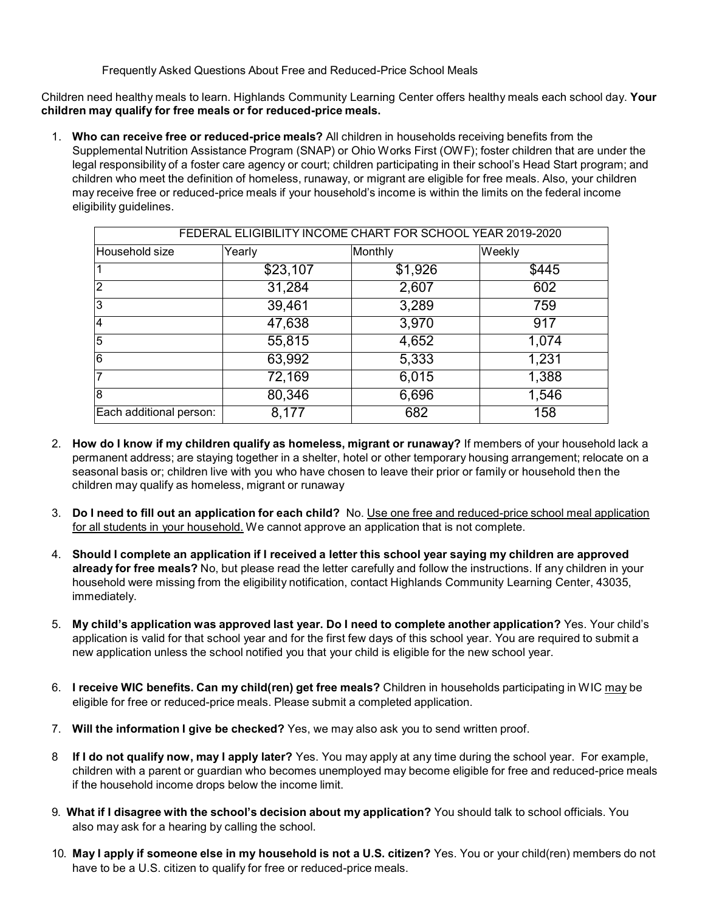Frequently Asked Questions About Free and Reduced-Price School Meals

Children need healthy meals to learn. Highlands Community Learning Center offers healthy meals each school day. **Your children may qualify for free meals or for reduced-price meals.**

1. **Who can receive free or reduced-price meals?** All children in households receiving benefits from the Supplemental Nutrition Assistance Program (SNAP) or Ohio Works First (OWF); foster children that are under the legal responsibility of a foster care agency or court; children participating in their school's Head Start program; and children who meet the definition of homeless, runaway, or migrant are eligible for free meals. Also, your children may receive free or reduced-price meals if your household's income is within the limits on the federal income eligibility guidelines.

| FEDERAL ELIGIBILITY INCOME CHART FOR SCHOOL YEAR 2019-2020 | | | |
|---|---|---|---|
| Household size | Yearly | Monthly | Weekly |
| 1 | $23,107 | $1,926 | $445 |
| 2 | 31,284 | 2,607 | 602 |
| 3 | 39,461 | 3,289 | 759 |
| 4 | 47,638 | 3,970 | 917 |
| 5 | 55,815 | 4,652 | 1,074 |
| 6 | 63,992 | 5,333 | 1,231 |
| 7 | 72,169 | 6,015 | 1,388 |
| 8 | 80,346 | 6,696 | 1,546 |
| Each additional person: | 8,177 | 682 | 158 |

2. **How do I know if my children qualify as homeless, migrant or runaway?** If members of your household lack a permanent address; are staying together in a shelter, hotel or other temporary housing arrangement; relocate on a seasonal basis or; children live with you who have chosen to leave their prior or family or household then the children may qualify as homeless, migrant or runaway

3. **Do I need to fill out an application for each child?** No. Use one free and reduced-price school meal application for all students in your household. We cannot approve an application that is not complete.

4. **Should I complete an application if I received a letter this school year saying my children are approved already for free meals?** No, but please read the letter carefully and follow the instructions. If any children in your household were missing from the eligibility notification, contact Highlands Community Learning Center, 43035, immediately.

5. **My child's application was approved last year. Do I need to complete another application?** Yes. Your child's application is valid for that school year and for the first few days of this school year. You are required to submit a new application unless the school notified you that your child is eligible for the new school year.

6. **I receive WIC benefits. Can my child(ren) get free meals?** Children in households participating in WIC may be eligible for free or reduced-price meals. Please submit a completed application.

7. **Will the information I give be checked?** Yes, we may also ask you to send written proof.

8. **If I do not qualify now, may I apply later?** Yes. You may apply at any time during the school year. For example, children with a parent or guardian who becomes unemployed may become eligible for free and reduced-price meals if the household income drops below the income limit.

9. **What if I disagree with the school's decision about my application?** You should talk to school officials. You also may ask for a hearing by calling the school.

10. **May I apply if someone else in my household is not a U.S. citizen?** Yes. You or your child(ren) members do not have to be a U.S. citizen to qualify for free or reduced-price meals.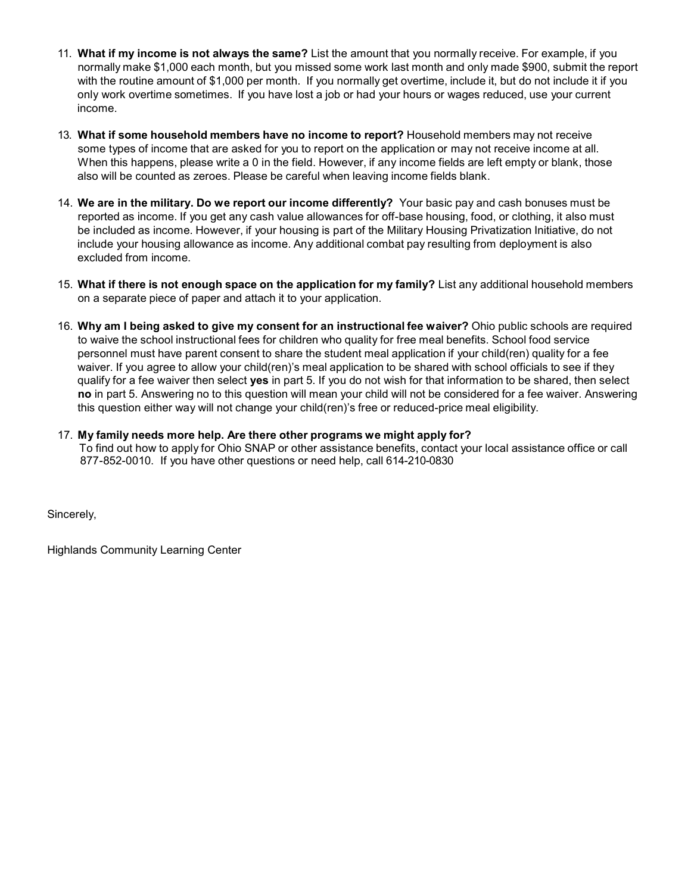11. **What if my income is not always the same?** List the amount that you normally receive. For example, if you normally make $1,000 each month, but you missed some work last month and only made $900, submit the report with the routine amount of $1,000 per month. If you normally get overtime, include it, but do not include it if you only work overtime sometimes. If you have lost a job or had your hours or wages reduced, use your current income.

13. **What if some household members have no income to report?** Household members may not receive some types of income that are asked for you to report on the application or may not receive income at all. When this happens, please write a 0 in the field. However, if any income fields are left empty or blank, those also will be counted as zeroes. Please be careful when leaving income fields blank.

14. **We are in the military. Do we report our income differently?** Your basic pay and cash bonuses must be reported as income. If you get any cash value allowances for off-base housing, food, or clothing, it also must be included as income. However, if your housing is part of the Military Housing Privatization Initiative, do not include your housing allowance as income. Any additional combat pay resulting from deployment is also excluded from income.

15. **What if there is not enough space on the application for my family?** List any additional household members on a separate piece of paper and attach it to your application.

16. **Why am I being asked to give my consent for an instructional fee waiver?** Ohio public schools are required to waive the school instructional fees for children who quality for free meal benefits. School food service personnel must have parent consent to share the student meal application if your child(ren) quality for a fee waiver. If you agree to allow your child(ren)'s meal application to be shared with school officials to see if they qualify for a fee waiver then select **yes** in part 5. If you do not wish for that information to be shared, then select **no** in part 5. Answering no to this question will mean your child will not be considered for a fee waiver. Answering this question either way will not change your child(ren)'s free or reduced-price meal eligibility.

17. **My family needs more help. Are there other programs we might apply for?**
To find out how to apply for Ohio SNAP or other assistance benefits, contact your local assistance office or call 877-852-0010. If you have other questions or need help, call 614-210-0830

Sincerely,

Highlands Community Learning Center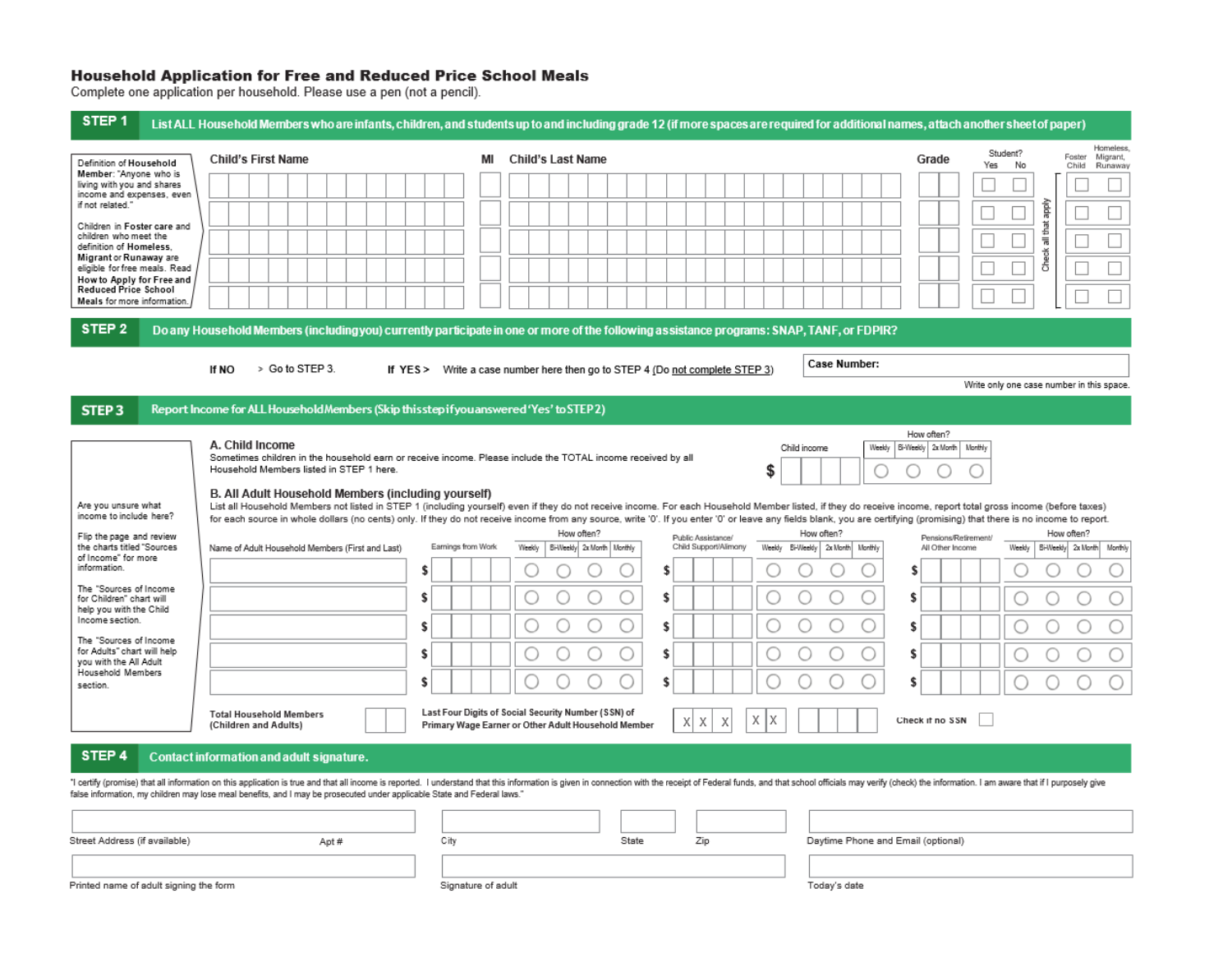# Household Application for Free and Reduced Price School Meals

Complete one application per household. Please use a pen (not a pencil).

## STEP 1 List ALL Household Members who are infants, children, and students up to and including grade 12 (if more spaces are required for additional names, attach another sheet of paper)

Definition of Household Member: "Anyone who is living with you and shares income and expenses, even if not related."

Children in Foster care and children who meet the definition of Homeless, Migrant or Runaway are eligible for free meals. Read How to Apply for Free and Reduced Price School Meals for more information.

| Child's First Name | MI | Child's Last Name | Grade | Student? Yes | Student? No | Foster Child | Homeless, Migrant, Runaway |
|---|---|---|---|---|---|---|---|
| | | | | ☐ | ☐ | ☐ | ☐ |
| | | | | ☐ | ☐ | ☐ | ☐ |
| | | | | ☐ | ☐ | ☐ | ☐ |
| | | | | ☐ | ☐ | ☐ | ☐ |
| | | | | ☐ | ☐ | ☐ | ☐ |

Check all that apply

## STEP 2 Do any Household Members (including you) currently participate in one or more of the following assistance programs: SNAP, TANF, or FDPIR?

**If NO** > Go to STEP 3. **If YES** > Write a case number here then go to STEP 4 (Do not complete STEP 3)

**Case Number:**

Write only one case number in this space.

## STEP 3 Report Income for ALL Household Members (Skip this step if you answered 'Yes' to STEP 2)

Are you unsure what income to include here?

Flip the page and review the charts titled "Sources of Income" for more information.

The "Sources of Income for Children" chart will help you with the Child Income section.

The "Sources of Income for Adults" chart will help you with the All Adult Household Members section.

### A. Child Income

Sometimes children in the household earn or receive income. Please include the TOTAL income received by all Household Members listed in STEP 1 here.

| Child income | How often? Weekly | Bi-Weekly | 2x Month | Monthly |
|---|---|---|---|---|
| $ | ○ | ○ | ○ | ○ |

### B. All Adult Household Members (including yourself)

List all Household Members not listed in STEP 1 (including yourself) even if they do not receive income. For each Household Member listed, if they do receive income, report total gross income (before taxes) for each source in whole dollars (no cents) only. If they do not receive income from any source, write '0'. If you enter '0' or leave any fields blank, you are certifying (promising) that there is no income to report.

| Name of Adult Household Members (First and Last) | Earnings from Work | How often? Weekly | Bi-Weekly | 2x Month | Monthly | Public Assistance/ Child Support/Alimony | How often? Weekly | Bi-Weekly | 2x Month | Monthly | Pensions/Retirement/ All Other Income | How often? Weekly | Bi-Weekly | 2x Month | Monthly |
|---|---|---|---|---|---|---|---|---|---|---|---|---|---|---|---|
| | $ | ○ | ○ | ○ | ○ | $ | ○ | ○ | ○ | ○ | $ | ○ | ○ | ○ | ○ |
| | $ | ○ | ○ | ○ | ○ | $ | ○ | ○ | ○ | ○ | $ | ○ | ○ | ○ | ○ |
| | $ | ○ | ○ | ○ | ○ | $ | ○ | ○ | ○ | ○ | $ | ○ | ○ | ○ | ○ |
| | $ | ○ | ○ | ○ | ○ | $ | ○ | ○ | ○ | ○ | $ | ○ | ○ | ○ | ○ |
| | $ | ○ | ○ | ○ | ○ | $ | ○ | ○ | ○ | ○ | $ | ○ | ○ | ○ | ○ |

Total Household Members (Children and Adults)

Last Four Digits of Social Security Number (SSN) of Primary Wage Earner or Other Adult Household Member: X X X - X X - _ _ _ _

Check if no SSN ☐

## STEP 4 Contact information and adult signature.

"I certify (promise) that all information on this application is true and that all income is reported. I understand that this information is given in connection with the receipt of Federal funds, and that school officials may verify (check) the information. I am aware that if I purposely give false information, my children may lose meal benefits, and I may be prosecuted under applicable State and Federal laws."

Street Address (if available) | Apt # | City | State | Zip | Daytime Phone and Email (optional)

Printed name of adult signing the form | Signature of adult | Today's date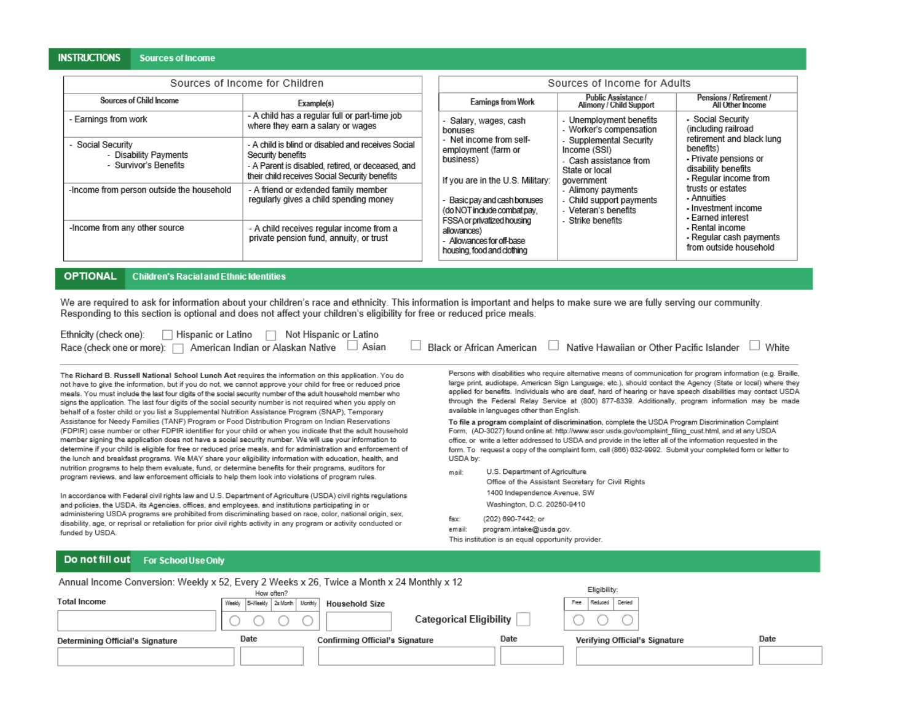## INSTRUCTIONS Sources of Income

### Sources of Income for Children

| Sources of Child Income | Example(s) |
|---|---|
| - Earnings from work | - A child has a regular full or part-time job where they earn a salary or wages |
| - Social Security<br>- Disability Payments<br>- Survivor's Benefits | - A child is blind or disabled and receives Social Security benefits<br>- A Parent is disabled, retired, or deceased, and their child receives Social Security benefits |
| -Income from person outside the household | - A friend or extended family member regularly gives a child spending money |
| -Income from any other source | - A child receives regular income from a private pension fund, annuity, or trust |

### Sources of Income for Adults

| Earnings from Work | Public Assistance / Alimony / Child Support | Pensions / Retirement / All Other Income |
|---|---|---|
| - Salary, wages, cash bonuses<br>- Net income from self-employment (farm or business)<br><br>If you are in the U.S. Military:<br><br>- Basic pay and cash bonuses (do NOT include combat pay, FSSA or privatized housing allowances)<br>- Allowances for off-base housing, food and clothing | - Unemployment benefits<br>- Worker's compensation<br>- Supplemental Security Income (SSI)<br>- Cash assistance from State or local government<br>- Alimony payments<br>- Child support payments<br>- Veteran's benefits<br>- Strike benefits | - Social Security (including railroad retirement and black lung benefits)<br>- Private pensions or disability benefits<br>- Regular income from trusts or estates<br>- Annuities<br>- Investment income<br>- Earned interest<br>- Rental income<br>- Regular cash payments from outside household |

## OPTIONAL Children's Racial and Ethnic Identities

We are required to ask for information about your children's race and ethnicity. This information is important and helps to make sure we are fully serving our community. Responding to this section is optional and does not affect your children's eligibility for free or reduced price meals.

Ethnicity (check one): ☐ Hispanic or Latino ☐ Not Hispanic or Latino

Race (check one or more): ☐ American Indian or Alaskan Native ☐ Asian ☐ Black or African American ☐ Native Hawaiian or Other Pacific Islander ☐ White

The **Richard B. Russell National School Lunch Act** requires the information on this application. You do not have to give the information, but if you do not, we cannot approve your child for free or reduced price meals. You must include the last four digits of the social security number of the adult household member who signs the application. The last four digits of the social security number is not required when you apply on behalf of a foster child or you list a Supplemental Nutrition Assistance Program (SNAP), Temporary Assistance for Needy Families (TANF) Program or Food Distribution Program on Indian Reservations (FDPIR) case number or other FDPIR identifier for your child or when you indicate that the adult household member signing the application does not have a social security number. We will use your information to determine if your child is eligible for free or reduced price meals, and for administration and enforcement of the lunch and breakfast programs. We MAY share your eligibility information with education, health, and nutrition programs to help them evaluate, fund, or determine benefits for their programs, auditors for program reviews, and law enforcement officials to help them look into violations of program rules.

In accordance with Federal civil rights law and U.S. Department of Agriculture (USDA) civil rights regulations and policies, the USDA, its Agencies, offices, and employees, and institutions participating in or administering USDA programs are prohibited from discriminating based on race, color, national origin, sex, disability, age, or reprisal or retaliation for prior civil rights activity in any program or activity conducted or funded by USDA.

Persons with disabilities who require alternative means of communication for program information (e.g. Braille, large print, audiotape, American Sign Language, etc.), should contact the Agency (State or local) where they applied for benefits. Individuals who are deaf, hard of hearing or have speech disabilities may contact USDA through the Federal Relay Service at (800) 877-8339. Additionally, program information may be made available in languages other than English.

**To file a program complaint of discrimination**, complete the USDA Program Discrimination Complaint Form, (AD-3027) found online at: http://www.ascr.usda.gov/complaint_filing_cust.html, and at any USDA office, or write a letter addressed to USDA and provide in the letter all of the information requested in the form. To request a copy of the complaint form, call (866) 632-9992. Submit your completed form or letter to USDA by:

mail: U.S. Department of Agriculture
Office of the Assistant Secretary for Civil Rights
1400 Independence Avenue, SW
Washington, D.C. 20250-9410

fax: (202) 690-7442; or

email: program.intake@usda.gov.

This institution is an equal opportunity provider.

## Do not fill out For School Use Only

Annual Income Conversion: Weekly x 52, Every 2 Weeks x 26, Twice a Month x 24 Monthly x 12

Total Income ______

How often? ○ Weekly ○ Bi-Weekly ○ 2x Month ○ Monthly

Household Size ______

Categorical Eligibility ☐

Eligibility: ○ Free ○ Reduced ○ Denied

Determining Official's Signature ______ Date ______

Confirming Official's Signature ______ Date ______

Verifying Official's Signature ______ Date ______